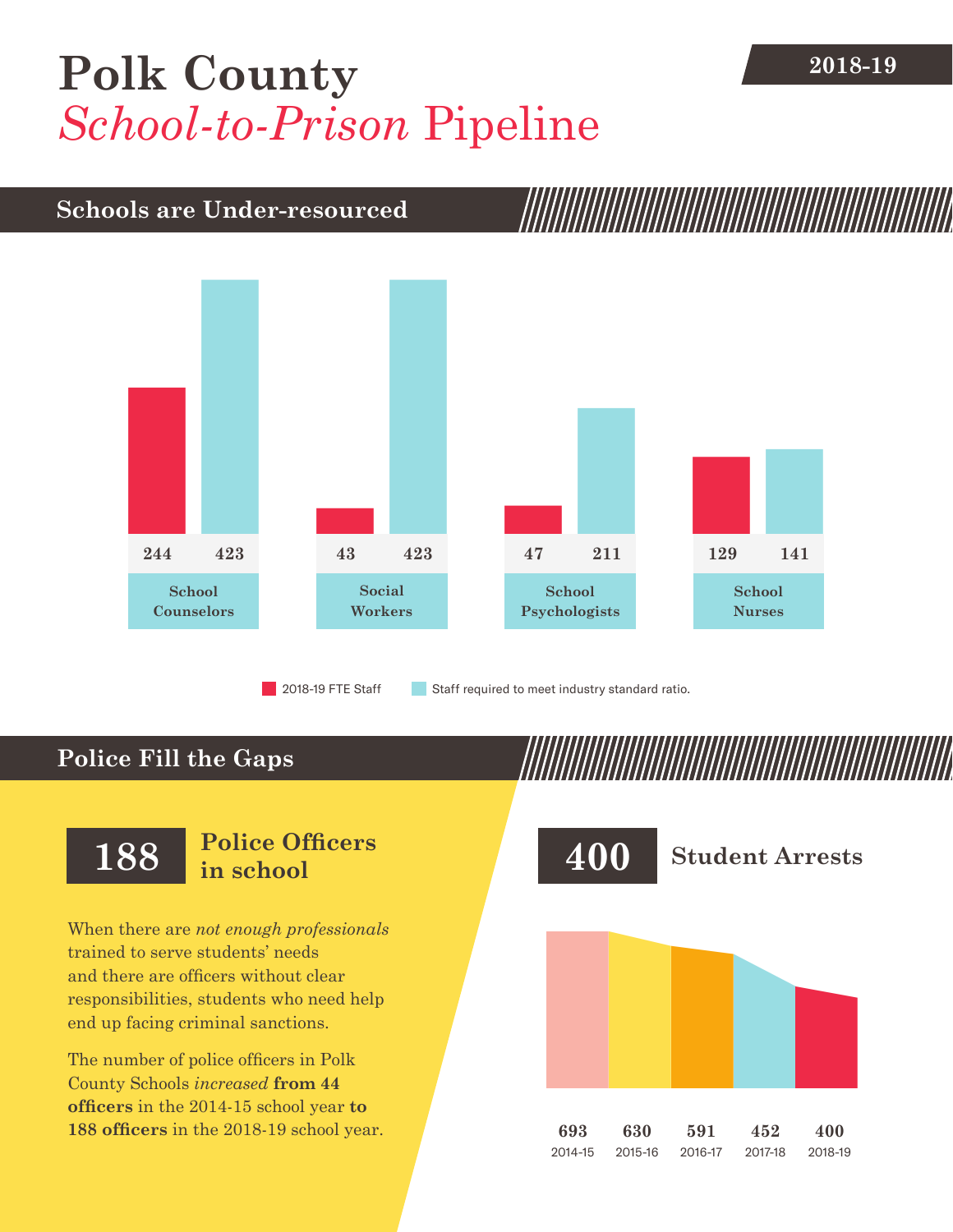# Polk County

## *School-to-Prison* Pipeline

**2018-19**

## Schools are Under-resourced

| | 2018-19 FTE Staff | Staff required to meet industry standard ratio. |
|---|---|---|
| School Counselors | 244 | 423 |
| Social Workers | 43 | 423 |
| School Psychologists | 47 | 211 |
| School Nurses | 129 | 141 |

## Police Fill the Gaps

**188** Police Officers in school

When there are *not enough professionals* trained to serve students' needs and there are officers without clear responsibilities, students who need help end up facing criminal sanctions.

The number of police officers in Polk County Schools *increased* **from 44 officers** in the 2014-15 school year **to 188 officers** in the 2018-19 school year.

**400** Student Arrests

| 2014-15 | 2015-16 | 2016-17 | 2017-18 | 2018-19 |
|---|---|---|---|---|
| 693 | 630 | 591 | 452 | 400 |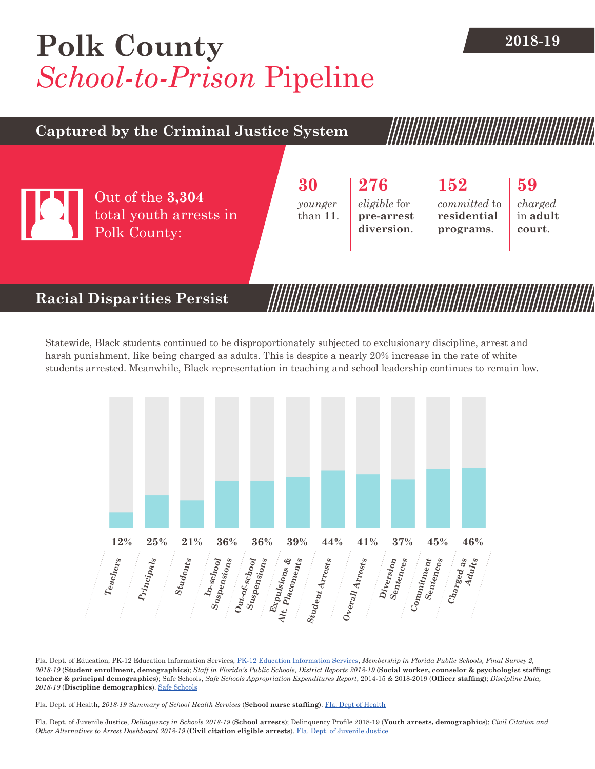# Polk County *School-to-Prison* Pipeline

2018-19

## Captured by the Criminal Justice System

Out of the **3,304** total youth arrests in Polk County:

**30** *younger* than **11**.

**276** *eligible* for **pre-arrest diversion**.

**152** *committed* to **residential programs**.

**59** *charged* in **adult court**.

## Racial Disparities Persist

Statewide, Black students continued to be disproportionately subjected to exclusionary discipline, arrest and harsh punishment, like being charged as adults. This is despite a nearly 20% increase in the rate of white students arrested. Meanwhile, Black representation in teaching and school leadership continues to remain low.

12% Teachers
25% Principals
21% Students
36% In-school Suspensions
36% Out-of-school Suspensions
39% Expulsions & Alt. Placements
44% Student Arrests
41% Overall Arrests
37% Diversion Sentences
45% Commitment Sentences
46% Charged as Adults

Fla. Dept. of Education, PK-12 Education Information Services, PK-12 Education Information Services, *Membership in Florida Public Schools, Final Survey 2, 2018-19* (**Student enrollment, demographics**); *Staff in Florida's Public Schools, District Reports 2018-19* (**Social worker, counselor & psychologist staffing; teacher & principal demographics**); Safe Schools, *Safe Schools Appropriation Expenditures Report*, 2014-15 & 2018-2019 (**Officer staffing**); *Discipline Data, 2018-19* (**Discipline demographics**). Safe Schools

Fla. Dept. of Health, *2018-19 Summary of School Health Services* (**School nurse staffing**). Fla. Dept of Health

Fla. Dept. of Juvenile Justice, *Delinquency in Schools 2018-19* (**School arrests**); Delinquency Profile 2018-19 (**Youth arrests, demographics**); *Civil Citation and Other Alternatives to Arrest Dashboard 2018-19* (**Civil citation eligible arrests**). Fla. Dept. of Juvenile Justice